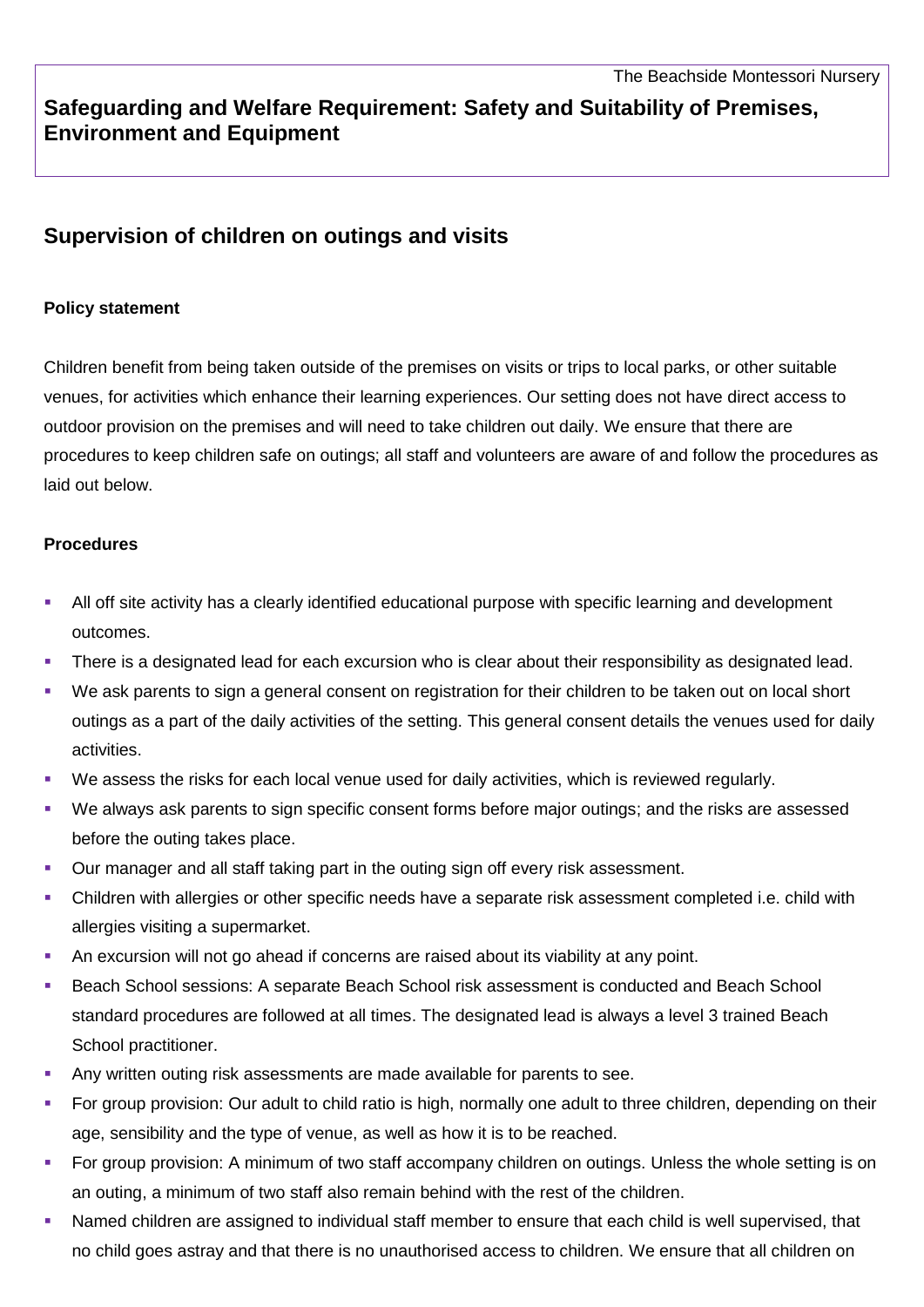The Beachside Montessori Nursery

## Safeguarding and Welfare Requirement: Safety and Suitability of Premises, Environment and Equipment

## Supervision of children on outings and visits

**Policy statement**

Children benefit from being taken outside of the premises on visits or trips to local parks, or other suitable venues, for activities which enhance their learning experiences. Our setting does not have direct access to outdoor provision on the premises and will need to take children out daily. We ensure that there are procedures to keep children safe on outings; all staff and volunteers are aware of and follow the procedures as laid out below.

**Procedures**

- All off site activity has a clearly identified educational purpose with specific learning and development outcomes.
- There is a designated lead for each excursion who is clear about their responsibility as designated lead.
- We ask parents to sign a general consent on registration for their children to be taken out on local short outings as a part of the daily activities of the setting. This general consent details the venues used for daily activities.
- We assess the risks for each local venue used for daily activities, which is reviewed regularly.
- We always ask parents to sign specific consent forms before major outings; and the risks are assessed before the outing takes place.
- Our manager and all staff taking part in the outing sign off every risk assessment.
- Children with allergies or other specific needs have a separate risk assessment completed i.e. child with allergies visiting a supermarket.
- An excursion will not go ahead if concerns are raised about its viability at any point.
- Beach School sessions: A separate Beach School risk assessment is conducted and Beach School standard procedures are followed at all times. The designated lead is always a level 3 trained Beach School practitioner.
- Any written outing risk assessments are made available for parents to see.
- For group provision: Our adult to child ratio is high, normally one adult to three children, depending on their age, sensibility and the type of venue, as well as how it is to be reached.
- For group provision: A minimum of two staff accompany children on outings. Unless the whole setting is on an outing, a minimum of two staff also remain behind with the rest of the children.
- Named children are assigned to individual staff member to ensure that each child is well supervised, that no child goes astray and that there is no unauthorised access to children. We ensure that all children on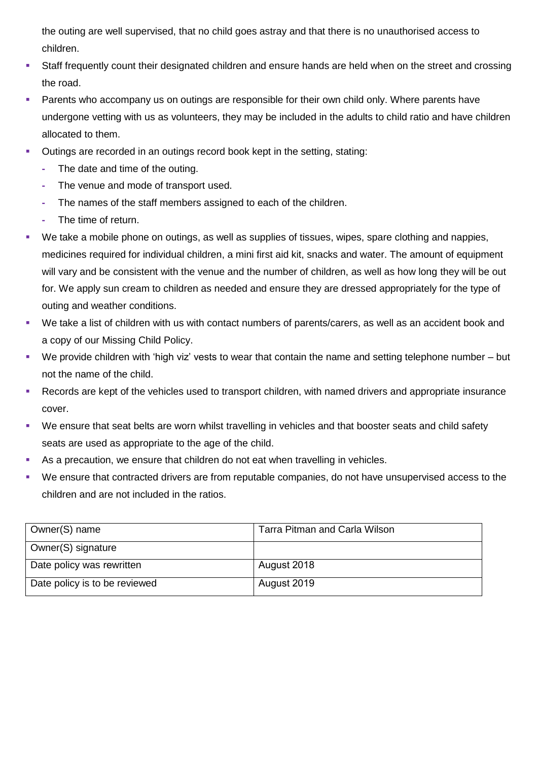the outing are well supervised, that no child goes astray and that there is no unauthorised access to children.

- Staff frequently count their designated children and ensure hands are held when on the street and crossing the road.
- Parents who accompany us on outings are responsible for their own child only. Where parents have undergone vetting with us as volunteers, they may be included in the adults to child ratio and have children allocated to them.
- Outings are recorded in an outings record book kept in the setting, stating:
  - The date and time of the outing.
  - The venue and mode of transport used.
  - The names of the staff members assigned to each of the children.
  - The time of return.
- We take a mobile phone on outings, as well as supplies of tissues, wipes, spare clothing and nappies, medicines required for individual children, a mini first aid kit, snacks and water. The amount of equipment will vary and be consistent with the venue and the number of children, as well as how long they will be out for. We apply sun cream to children as needed and ensure they are dressed appropriately for the type of outing and weather conditions.
- We take a list of children with us with contact numbers of parents/carers, as well as an accident book and a copy of our Missing Child Policy.
- We provide children with 'high viz' vests to wear that contain the name and setting telephone number – but not the name of the child.
- Records are kept of the vehicles used to transport children, with named drivers and appropriate insurance cover.
- We ensure that seat belts are worn whilst travelling in vehicles and that booster seats and child safety seats are used as appropriate to the age of the child.
- As a precaution, we ensure that children do not eat when travelling in vehicles.
- We ensure that contracted drivers are from reputable companies, do not have unsupervised access to the children and are not included in the ratios.

| | |
|---|---|
| Owner(S) name | Tarra Pitman and Carla Wilson |
| Owner(S) signature | |
| Date policy was rewritten | August 2018 |
| Date policy is to be reviewed | August 2019 |